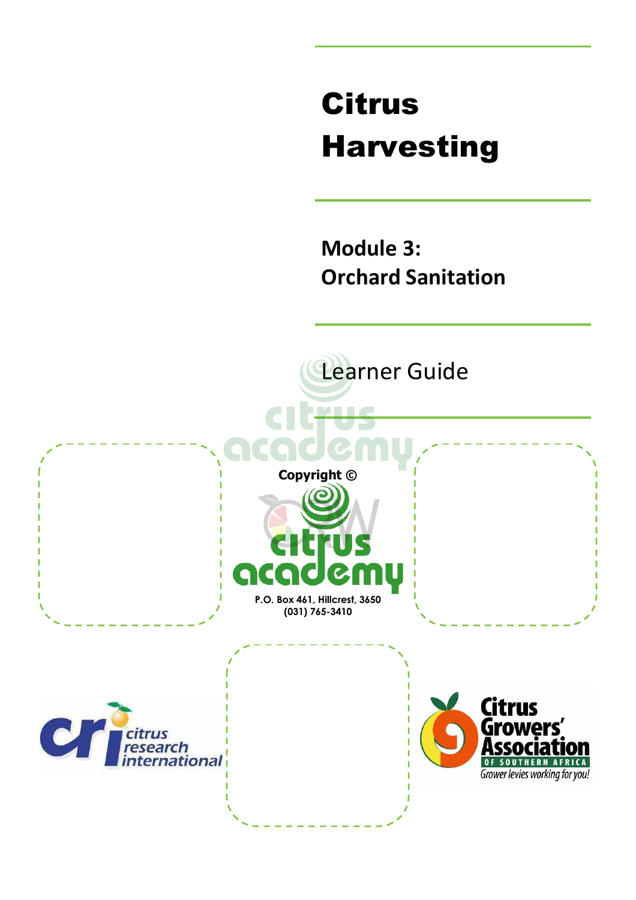# Citrus Harvesting

## Module 3: Orchard Sanitation

Learner Guide

**Copyright ©**

citrus academy

**P.O. Box 461, Hillcrest, 3650**
**(031) 765-3410**

citrus research international

Citrus Growers' Association OF SOUTHERN AFRICA
Grower levies working for you!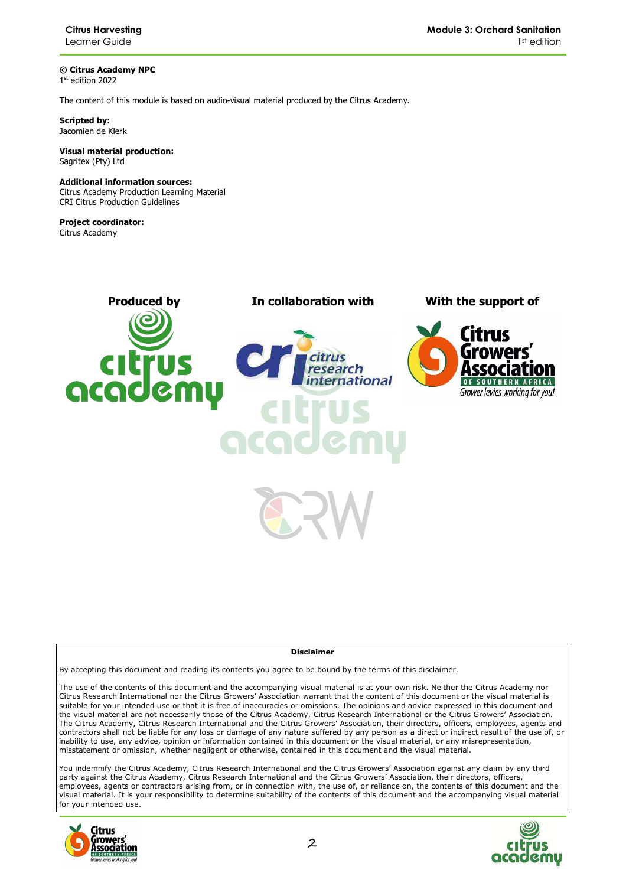**© Citrus Academy NPC**
1st edition 2022

The content of this module is based on audio-visual material produced by the Citrus Academy.

**Scripted by:**
Jacomien de Klerk

**Visual material production:**
Sagritex (Pty) Ltd

**Additional information sources:**
Citrus Academy Production Learning Material
CRI Citrus Production Guidelines

**Project coordinator:**
Citrus Academy

**Produced by** | **In collaboration with** | **With the support of**

**Disclaimer**

By accepting this document and reading its contents you agree to be bound by the terms of this disclaimer.

The use of the contents of this document and the accompanying visual material is at your own risk. Neither the Citrus Academy nor Citrus Research International nor the Citrus Growers' Association warrant that the content of this document or the visual material is suitable for your intended use or that it is free of inaccuracies or omissions. The opinions and advice expressed in this document and the visual material are not necessarily those of the Citrus Academy, Citrus Research International or the Citrus Growers' Association. The Citrus Academy, Citrus Research International and the Citrus Growers' Association, their directors, officers, employees, agents and contractors shall not be liable for any loss or damage of any nature suffered by any person as a direct or indirect result of the use of, or inability to use, any advice, opinion or information contained in this document or the visual material, or any misrepresentation, misstatement or omission, whether negligent or otherwise, contained in this document and the visual material.

You indemnify the Citrus Academy, Citrus Research International and the Citrus Growers' Association against any claim by any third party against the Citrus Academy, Citrus Research International and the Citrus Growers' Association, their directors, officers, employees, agents or contractors arising from, or in connection with, the use of, or reliance on, the contents of this document and the visual material. It is your responsibility to determine suitability of the contents of this document and the accompanying visual material for your intended use.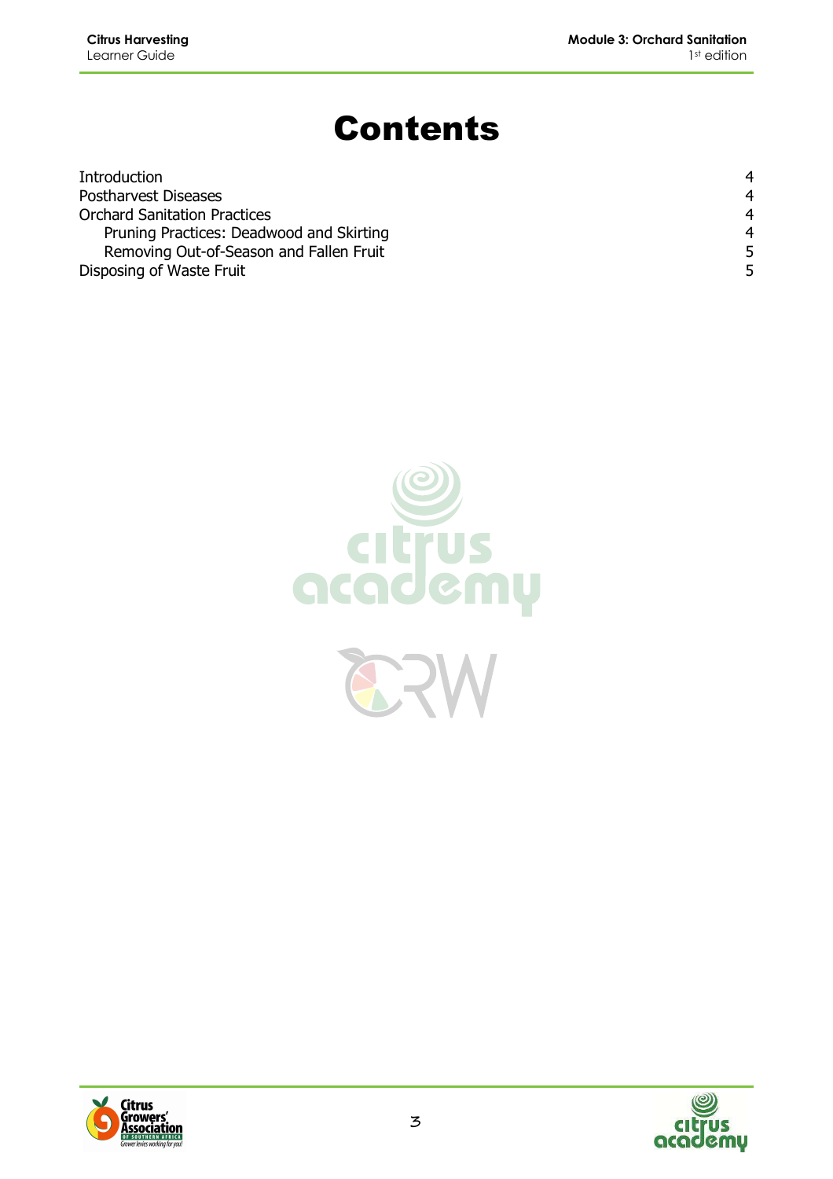# Contents

| | |
|---|---|
| Introduction | 4 |
| Postharvest Diseases | 4 |
| Orchard Sanitation Practices | 4 |
| &nbsp;&nbsp;&nbsp;&nbsp;Pruning Practices: Deadwood and Skirting | 4 |
| &nbsp;&nbsp;&nbsp;&nbsp;Removing Out-of-Season and Fallen Fruit | 5 |
| Disposing of Waste Fruit | 5 |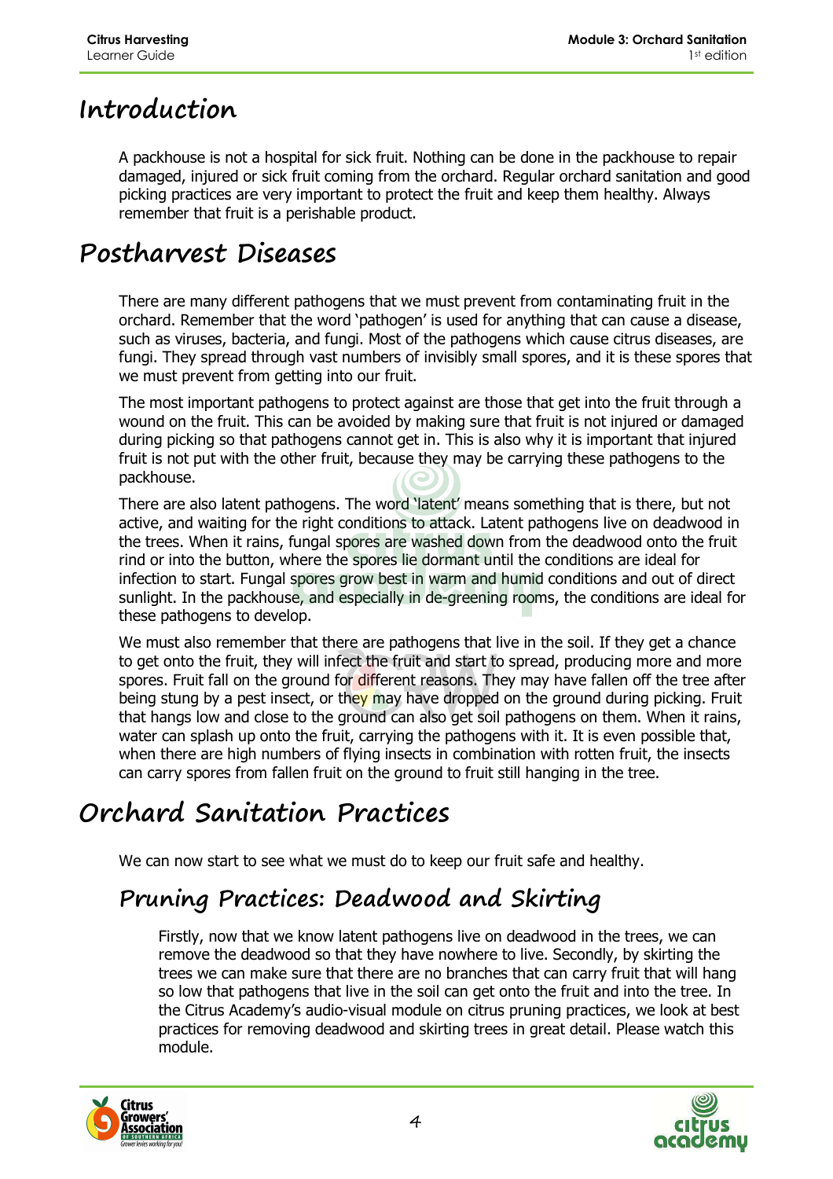# Introduction

A packhouse is not a hospital for sick fruit. Nothing can be done in the packhouse to repair damaged, injured or sick fruit coming from the orchard. Regular orchard sanitation and good picking practices are very important to protect the fruit and keep them healthy. Always remember that fruit is a perishable product.

# Postharvest Diseases

There are many different pathogens that we must prevent from contaminating fruit in the orchard. Remember that the word 'pathogen' is used for anything that can cause a disease, such as viruses, bacteria, and fungi. Most of the pathogens which cause citrus diseases, are fungi. They spread through vast numbers of invisibly small spores, and it is these spores that we must prevent from getting into our fruit.

The most important pathogens to protect against are those that get into the fruit through a wound on the fruit. This can be avoided by making sure that fruit is not injured or damaged during picking so that pathogens cannot get in. This is also why it is important that injured fruit is not put with the other fruit, because they may be carrying these pathogens to the packhouse.

There are also latent pathogens. The word 'latent' means something that is there, but not active, and waiting for the right conditions to attack. Latent pathogens live on deadwood in the trees. When it rains, fungal spores are washed down from the deadwood onto the fruit rind or into the button, where the spores lie dormant until the conditions are ideal for infection to start. Fungal spores grow best in warm and humid conditions and out of direct sunlight. In the packhouse, and especially in de-greening rooms, the conditions are ideal for these pathogens to develop.

We must also remember that there are pathogens that live in the soil. If they get a chance to get onto the fruit, they will infect the fruit and start to spread, producing more and more spores. Fruit fall on the ground for different reasons. They may have fallen off the tree after being stung by a pest insect, or they may have dropped on the ground during picking. Fruit that hangs low and close to the ground can also get soil pathogens on them. When it rains, water can splash up onto the fruit, carrying the pathogens with it. It is even possible that, when there are high numbers of flying insects in combination with rotten fruit, the insects can carry spores from fallen fruit on the ground to fruit still hanging in the tree.

# Orchard Sanitation Practices

We can now start to see what we must do to keep our fruit safe and healthy.

## Pruning Practices: Deadwood and Skirting

Firstly, now that we know latent pathogens live on deadwood in the trees, we can remove the deadwood so that they have nowhere to live. Secondly, by skirting the trees we can make sure that there are no branches that can carry fruit that will hang so low that pathogens that live in the soil can get onto the fruit and into the tree. In the Citrus Academy's audio-visual module on citrus pruning practices, we look at best practices for removing deadwood and skirting trees in great detail. Please watch this module.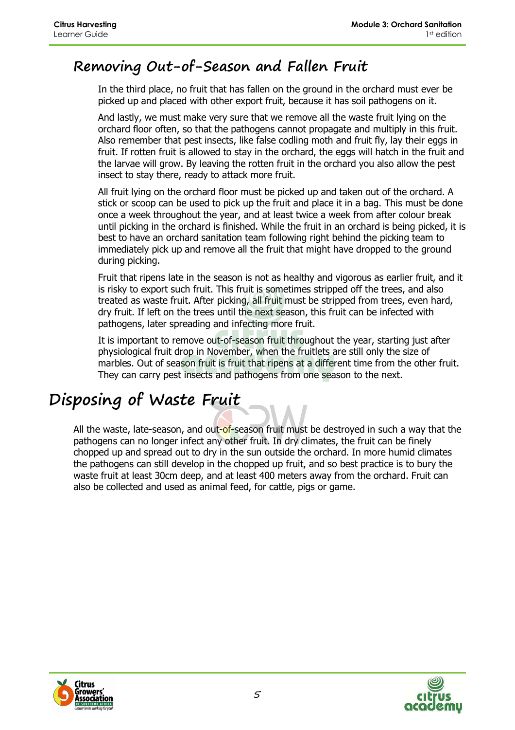## Removing Out-of-Season and Fallen Fruit

In the third place, no fruit that has fallen on the ground in the orchard must ever be picked up and placed with other export fruit, because it has soil pathogens on it.

And lastly, we must make very sure that we remove all the waste fruit lying on the orchard floor often, so that the pathogens cannot propagate and multiply in this fruit. Also remember that pest insects, like false codling moth and fruit fly, lay their eggs in fruit. If rotten fruit is allowed to stay in the orchard, the eggs will hatch in the fruit and the larvae will grow. By leaving the rotten fruit in the orchard you also allow the pest insect to stay there, ready to attack more fruit.

All fruit lying on the orchard floor must be picked up and taken out of the orchard. A stick or scoop can be used to pick up the fruit and place it in a bag. This must be done once a week throughout the year, and at least twice a week from after colour break until picking in the orchard is finished. While the fruit in an orchard is being picked, it is best to have an orchard sanitation team following right behind the picking team to immediately pick up and remove all the fruit that might have dropped to the ground during picking.

Fruit that ripens late in the season is not as healthy and vigorous as earlier fruit, and it is risky to export such fruit. This fruit is sometimes stripped off the trees, and also treated as waste fruit. After picking, all fruit must be stripped from trees, even hard, dry fruit. If left on the trees until the next season, this fruit can be infected with pathogens, later spreading and infecting more fruit.

It is important to remove out-of-season fruit throughout the year, starting just after physiological fruit drop in November, when the fruitlets are still only the size of marbles. Out of season fruit is fruit that ripens at a different time from the other fruit. They can carry pest insects and pathogens from one season to the next.

# Disposing of Waste Fruit

All the waste, late-season, and out-of-season fruit must be destroyed in such a way that the pathogens can no longer infect any other fruit. In dry climates, the fruit can be finely chopped up and spread out to dry in the sun outside the orchard. In more humid climates the pathogens can still develop in the chopped up fruit, and so best practice is to bury the waste fruit at least 30cm deep, and at least 400 meters away from the orchard. Fruit can also be collected and used as animal feed, for cattle, pigs or game.